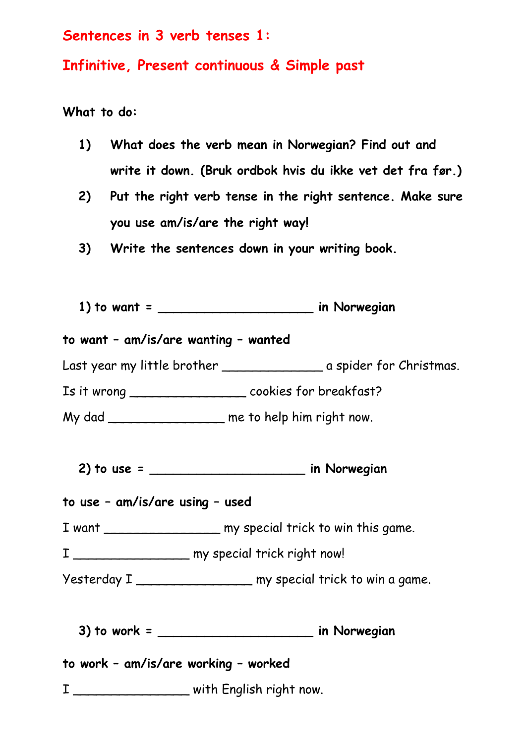# Sentences in 3 verb tenses 1:

# Infinitive, Present continuous & Simple past

**What to do:**

1) **What does the verb mean in Norwegian? Find out and write it down. (Bruk ordbok hvis du ikke vet det fra før.)**
2) **Put the right verb tense in the right sentence. Make sure you use am/is/are the right way!**
3) **Write the sentences down in your writing book.**

**1) to want = ____________________ in Norwegian**

**to want – am/is/are wanting – wanted**

Last year my little brother _____________ a spider for Christmas.

Is it wrong _______________ cookies for breakfast?

My dad _______________ me to help him right now.

**2) to use = ____________________ in Norwegian**

**to use – am/is/are using – used**

I want _______________ my special trick to win this game.

I _______________ my special trick right now!

Yesterday I _______________ my special trick to win a game.

**3) to work = ____________________ in Norwegian**

**to work – am/is/are working – worked**

I _______________ with English right now.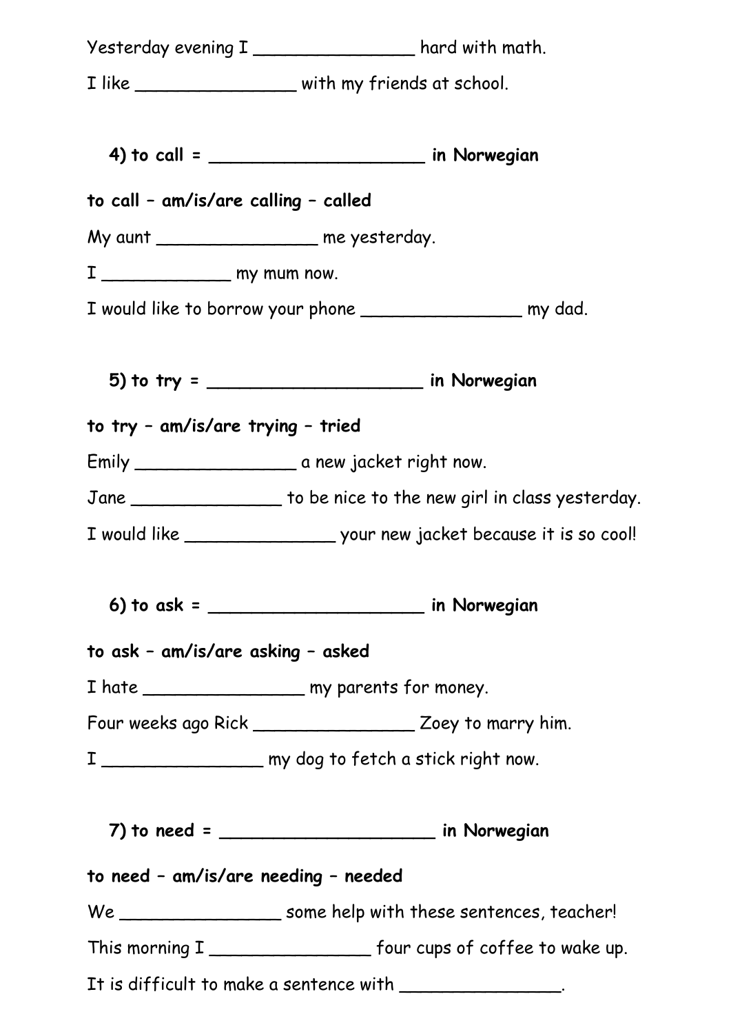Yesterday evening I _______________ hard with math.

I like _______________ with my friends at school.

4) **to call = _____________________ in Norwegian**

**to call – am/is/are calling – called**

My aunt _______________ me yesterday.

I ____________ my mum now.

I would like to borrow your phone _______________ my dad.

5) **to try = _____________________ in Norwegian**

**to try – am/is/are trying – tried**

Emily _______________ a new jacket right now.

Jane ______________ to be nice to the new girl in class yesterday.

I would like ______________ your new jacket because it is so cool!

6) **to ask = _____________________ in Norwegian**

**to ask – am/is/are asking – asked**

I hate _______________ my parents for money.

Four weeks ago Rick _______________ Zoey to marry him.

I _______________ my dog to fetch a stick right now.

7) **to need = _____________________ in Norwegian**

**to need – am/is/are needing – needed**

We _______________ some help with these sentences, teacher!

This morning I _______________ four cups of coffee to wake up.

It is difficult to make a sentence with _______________.